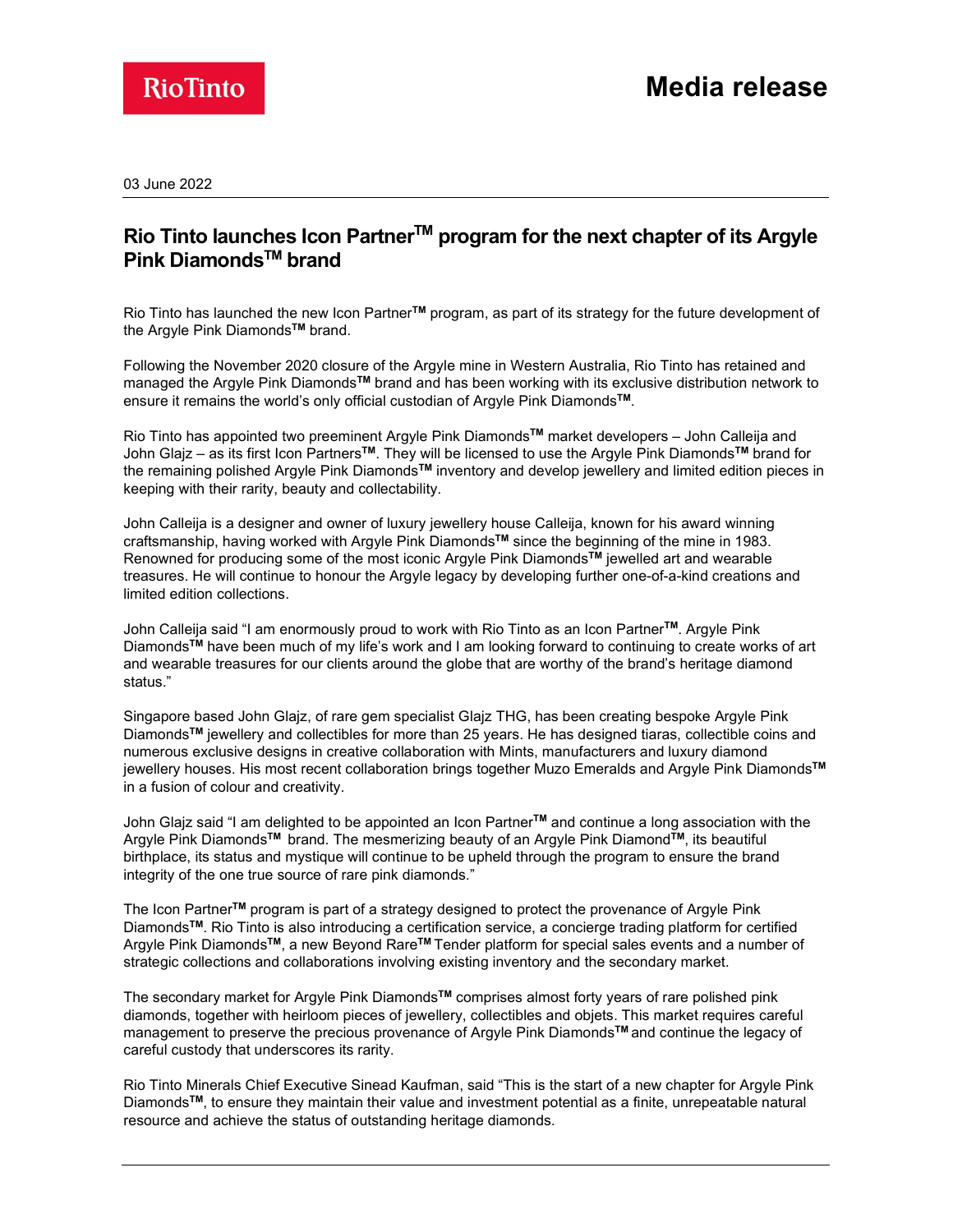# Media release

03 June 2022

## Rio Tinto launches Icon Partner™ program for the next chapter of its Argyle Pink Diamonds™ brand

Rio Tinto has launched the new Icon Partner**™** program, as part of its strategy for the future development of the Argyle Pink Diamonds**™** brand.

Following the November 2020 closure of the Argyle mine in Western Australia, Rio Tinto has retained and managed the Argyle Pink Diamonds**™** brand and has been working with its exclusive distribution network to ensure it remains the world's only official custodian of Argyle Pink Diamonds**™**.

Rio Tinto has appointed two preeminent Argyle Pink Diamonds**™** market developers – John Calleija and John Glajz – as its first Icon Partners**™**. They will be licensed to use the Argyle Pink Diamonds**™** brand for the remaining polished Argyle Pink Diamonds**™** inventory and develop jewellery and limited edition pieces in keeping with their rarity, beauty and collectability.

John Calleija is a designer and owner of luxury jewellery house Calleija, known for his award winning craftsmanship, having worked with Argyle Pink Diamonds**™** since the beginning of the mine in 1983. Renowned for producing some of the most iconic Argyle Pink Diamonds**™** jewelled art and wearable treasures. He will continue to honour the Argyle legacy by developing further one-of-a-kind creations and limited edition collections.

John Calleija said "I am enormously proud to work with Rio Tinto as an Icon Partner**™**. Argyle Pink Diamonds**™** have been much of my life's work and I am looking forward to continuing to create works of art and wearable treasures for our clients around the globe that are worthy of the brand's heritage diamond status."

Singapore based John Glajz, of rare gem specialist Glajz THG, has been creating bespoke Argyle Pink Diamonds**™** jewellery and collectibles for more than 25 years. He has designed tiaras, collectible coins and numerous exclusive designs in creative collaboration with Mints, manufacturers and luxury diamond jewellery houses. His most recent collaboration brings together Muzo Emeralds and Argyle Pink Diamonds**™** in a fusion of colour and creativity.

John Glajz said "I am delighted to be appointed an Icon Partner**™** and continue a long association with the Argyle Pink Diamonds**™** brand. The mesmerizing beauty of an Argyle Pink Diamond**™**, its beautiful birthplace, its status and mystique will continue to be upheld through the program to ensure the brand integrity of the one true source of rare pink diamonds."

The Icon Partner**™** program is part of a strategy designed to protect the provenance of Argyle Pink Diamonds**™**. Rio Tinto is also introducing a certification service, a concierge trading platform for certified Argyle Pink Diamonds**™**, a new Beyond Rare**™** Tender platform for special sales events and a number of strategic collections and collaborations involving existing inventory and the secondary market.

The secondary market for Argyle Pink Diamonds**™** comprises almost forty years of rare polished pink diamonds, together with heirloom pieces of jewellery, collectibles and objets. This market requires careful management to preserve the precious provenance of Argyle Pink Diamonds**™** and continue the legacy of careful custody that underscores its rarity.

Rio Tinto Minerals Chief Executive Sinead Kaufman, said "This is the start of a new chapter for Argyle Pink Diamonds**™**, to ensure they maintain their value and investment potential as a finite, unrepeatable natural resource and achieve the status of outstanding heritage diamonds.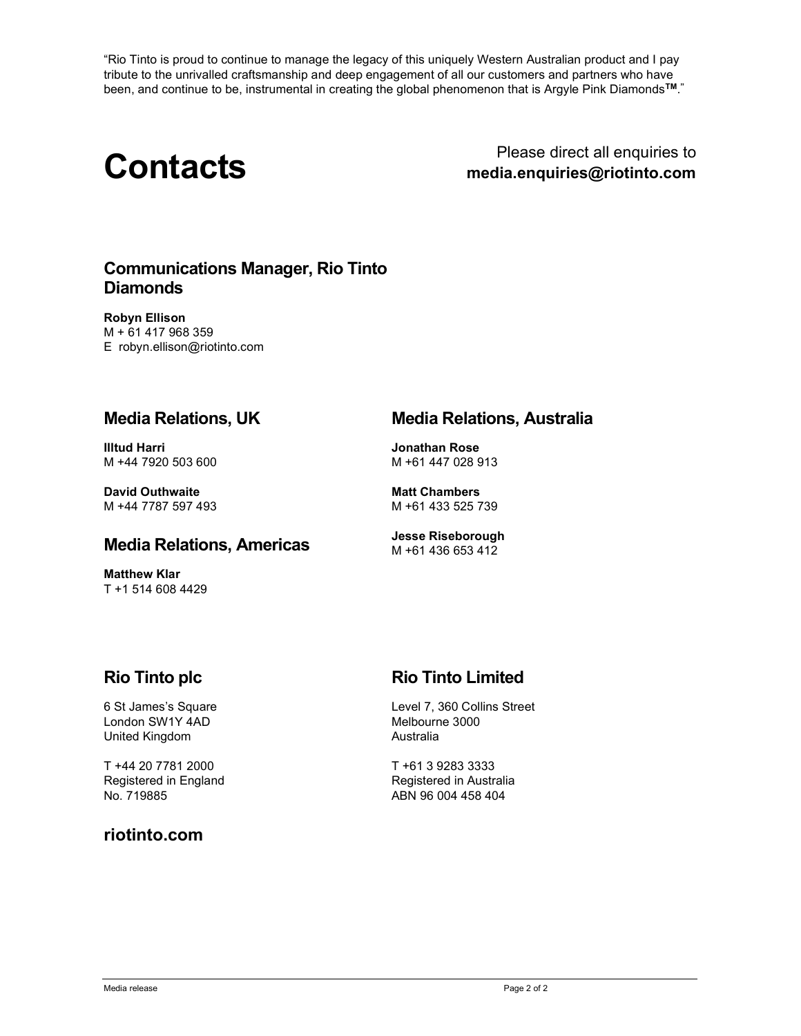"Rio Tinto is proud to continue to manage the legacy of this uniquely Western Australian product and I pay tribute to the unrivalled craftsmanship and deep engagement of all our customers and partners who have been, and continue to be, instrumental in creating the global phenomenon that is Argyle Pink Diamonds**TM**."

# Contacts

Please direct all enquiries to
**media.enquiries@riotinto.com**

## Communications Manager, Rio Tinto Diamonds

**Robyn Ellison**
M + 61 417 968 359
E robyn.ellison@riotinto.com

## Media Relations, UK

**Illtud Harri**
M +44 7920 503 600

**David Outhwaite**
M +44 7787 597 493

## Media Relations, Americas

**Matthew Klar**
T +1 514 608 4429

## Media Relations, Australia

**Jonathan Rose**
M +61 447 028 913

**Matt Chambers**
M +61 433 525 739

**Jesse Riseborough**
M +61 436 653 412

## Rio Tinto plc

6 St James's Square
London SW1Y 4AD
United Kingdom

T +44 20 7781 2000
Registered in England
No. 719885

## Rio Tinto Limited

Level 7, 360 Collins Street
Melbourne 3000
Australia

T +61 3 9283 3333
Registered in Australia
ABN 96 004 458 404

## riotinto.com